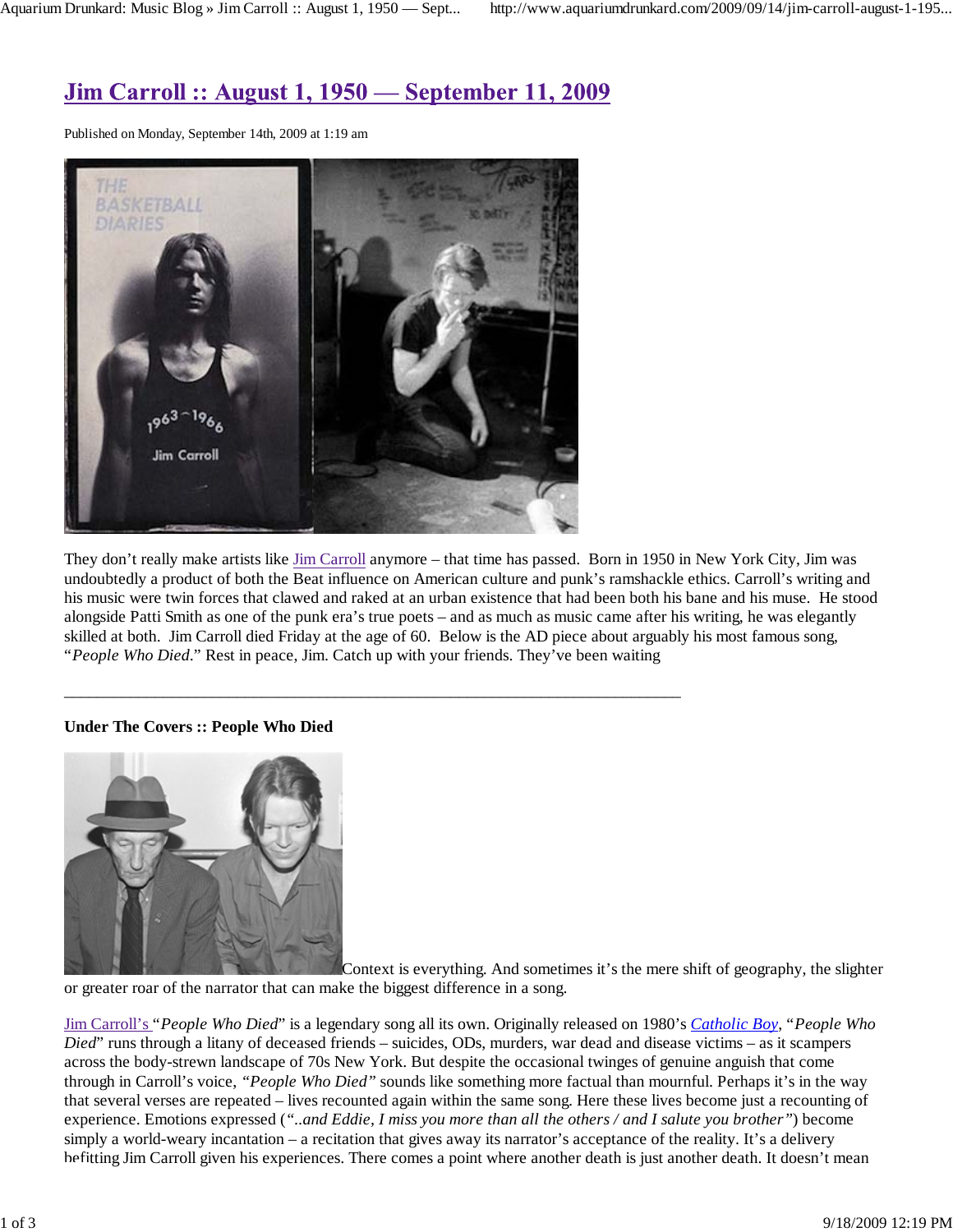# Jim Carroll :: August 1, 1950 — September 11, 2009

Published on Monday, September 14th, 2009 at 1:19 am

They don't really make artists like Jim Carroll anymore – that time has passed. Born in 1950 in New York City, Jim was undoubtedly a product of both the Beat influence on American culture and punk's ramshackle ethics. Carroll's writing and his music were twin forces that clawed and raked at an urban existence that had been both his bane and his muse. He stood alongside Patti Smith as one of the punk era's true poets – and as much as music came after his writing, he was elegantly skilled at both. Jim Carroll died Friday at the age of 60. Below is the AD piece about arguably his most famous song, "*People Who Died*." Rest in peace, Jim. Catch up with your friends. They've been waiting

---

**Under The Covers :: People Who Died**

Context is everything. And sometimes it's the mere shift of geography, the slighter or greater roar of the narrator that can make the biggest difference in a song.

Jim Carroll's "*People Who Died*" is a legendary song all its own. Originally released on 1980's *Catholic Boy*, "*People Who Died*" runs through a litany of deceased friends – suicides, ODs, murders, war dead and disease victims – as it scampers across the body-strewn landscape of 70s New York. But despite the occasional twinges of genuine anguish that come through in Carroll's voice, *"People Who Died"* sounds like something more factual than mournful. Perhaps it's in the way that several verses are repeated – lives recounted again within the same song. Here these lives become just a recounting of experience. Emotions expressed (*"..and Eddie, I miss you more than all the others / and I salute you brother"*) become simply a world-weary incantation – a recitation that gives away its narrator's acceptance of the reality. It's a delivery befitting Jim Carroll given his experiences. There comes a point where another death is just another death. It doesn't mean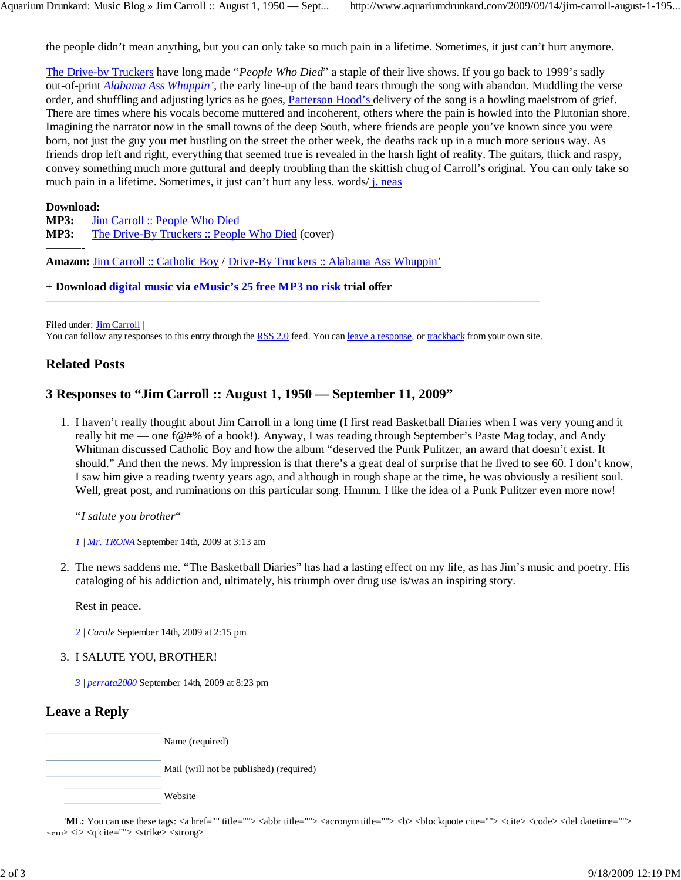the people didn't mean anything, but you can only take so much pain in a lifetime. Sometimes, it just can't hurt anymore.

The Drive-by Truckers have long made "*People Who Died*" a staple of their live shows. If you go back to 1999's sadly out-of-print *Alabama Ass Whuppin'*, the early line-up of the band tears through the song with abandon. Muddling the verse order, and shuffling and adjusting lyrics as he goes, Patterson Hood's delivery of the song is a howling maelstrom of grief. There are times where his vocals become muttered and incoherent, others where the pain is howled into the Plutonian shore. Imagining the narrator now in the small towns of the deep South, where friends are people you've known since you were born, not just the guy you met hustling on the street the other week, the deaths rack up in a much more serious way. As friends drop left and right, everything that seemed true is revealed in the harsh light of reality. The guitars, thick and raspy, convey something much more guttural and deeply troubling than the skittish chug of Carroll's original. You can only take so much pain in a lifetime. Sometimes, it just can't hurt any less. words/ j. neas

**Download:**
**MP3:** Jim Carroll :: People Who Died
**MP3:** The Drive-By Truckers :: People Who Died (cover)
———-
**Amazon:** Jim Carroll :: Catholic Boy / Drive-By Truckers :: Alabama Ass Whuppin'

**+ Download digital music via eMusic's 25 free MP3 no risk trial offer**

---

Filed under: Jim Carroll |
You can follow any responses to this entry through the RSS 2.0 feed. You can leave a response, or trackback from your own site.

## Related Posts

## 3 Responses to "Jim Carroll :: August 1, 1950 — September 11, 2009"

1. I haven't really thought about Jim Carroll in a long time (I first read Basketball Diaries when I was very young and it really hit me — one f@#% of a book!). Anyway, I was reading through September's Paste Mag today, and Andy Whitman discussed Catholic Boy and how the album "deserved the Punk Pulitzer, an award that doesn't exist. It should." And then the news. My impression is that there's a great deal of surprise that he lived to see 60. I don't know, I saw him give a reading twenty years ago, and although in rough shape at the time, he was obviously a resilient soul. Well, great post, and ruminations on this particular song. Hmmm. I like the idea of a Punk Pulitzer even more now!

   "*I salute you brother*"

   *1* | *Mr. TRONA* September 14th, 2009 at 3:13 am

2. The news saddens me. "The Basketball Diaries" has had a lasting effect on my life, as has Jim's music and poetry. His cataloging of his addiction and, ultimately, his triumph over drug use is/was an inspiring story.

   Rest in peace.

   *2* | *Carole* September 14th, 2009 at 2:15 pm

3. I SALUTE YOU, BROTHER!

   *3* | *perrata2000* September 14th, 2009 at 8:23 pm

## Leave a Reply

Name (required)

Mail (will not be published) (required)

Website

**XHTML:** You can use these tags: <a href="" title=""> <abbr title=""> <acronym title=""> <b> <blockquote cite=""> <cite> <code> <del datetime=""> <em> <i> <q cite=""> <strike> <strong>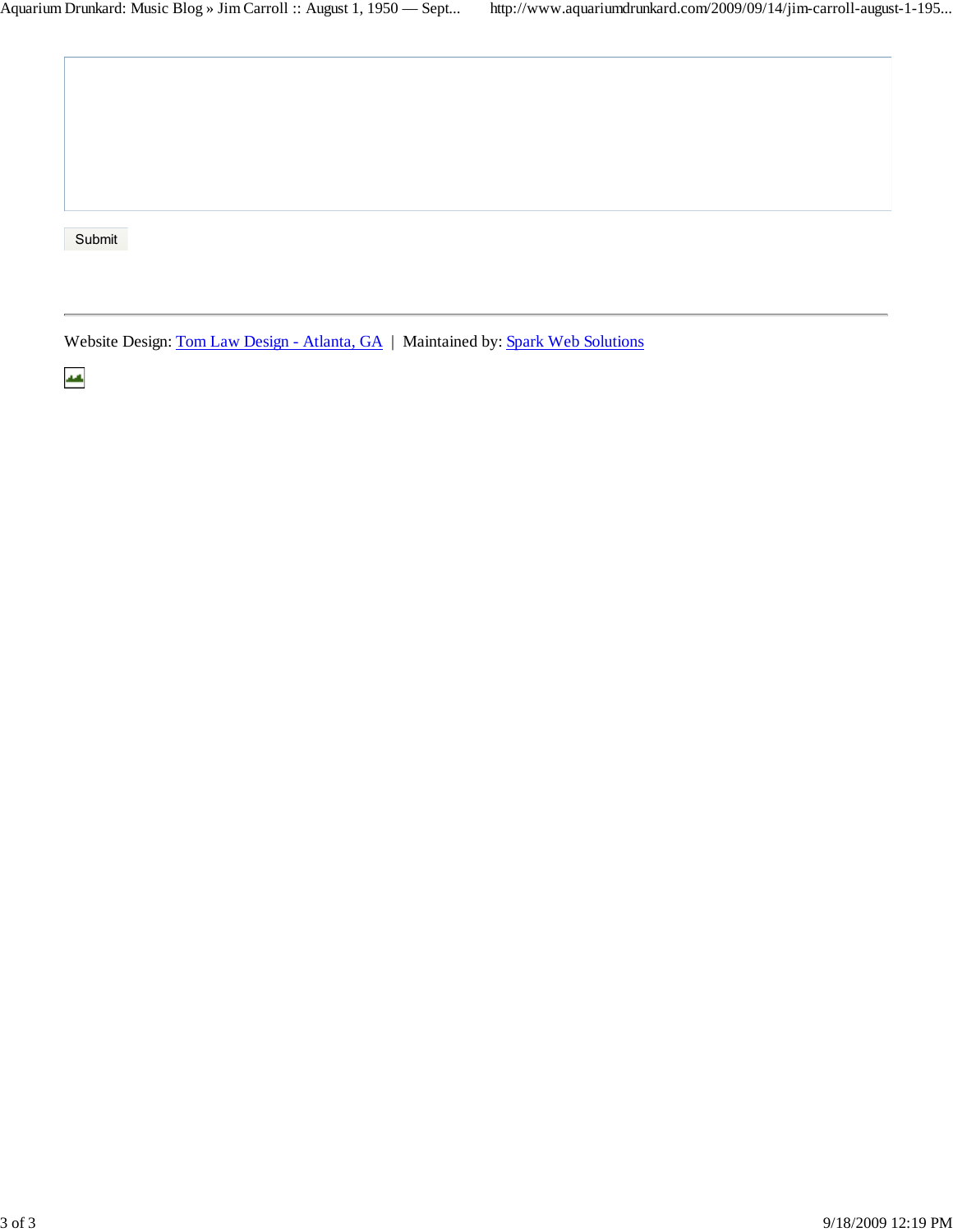Submit

---

Website Design: [Tom Law Design - Atlanta, GA](#) | Maintained by: [Spark Web Solutions](#)